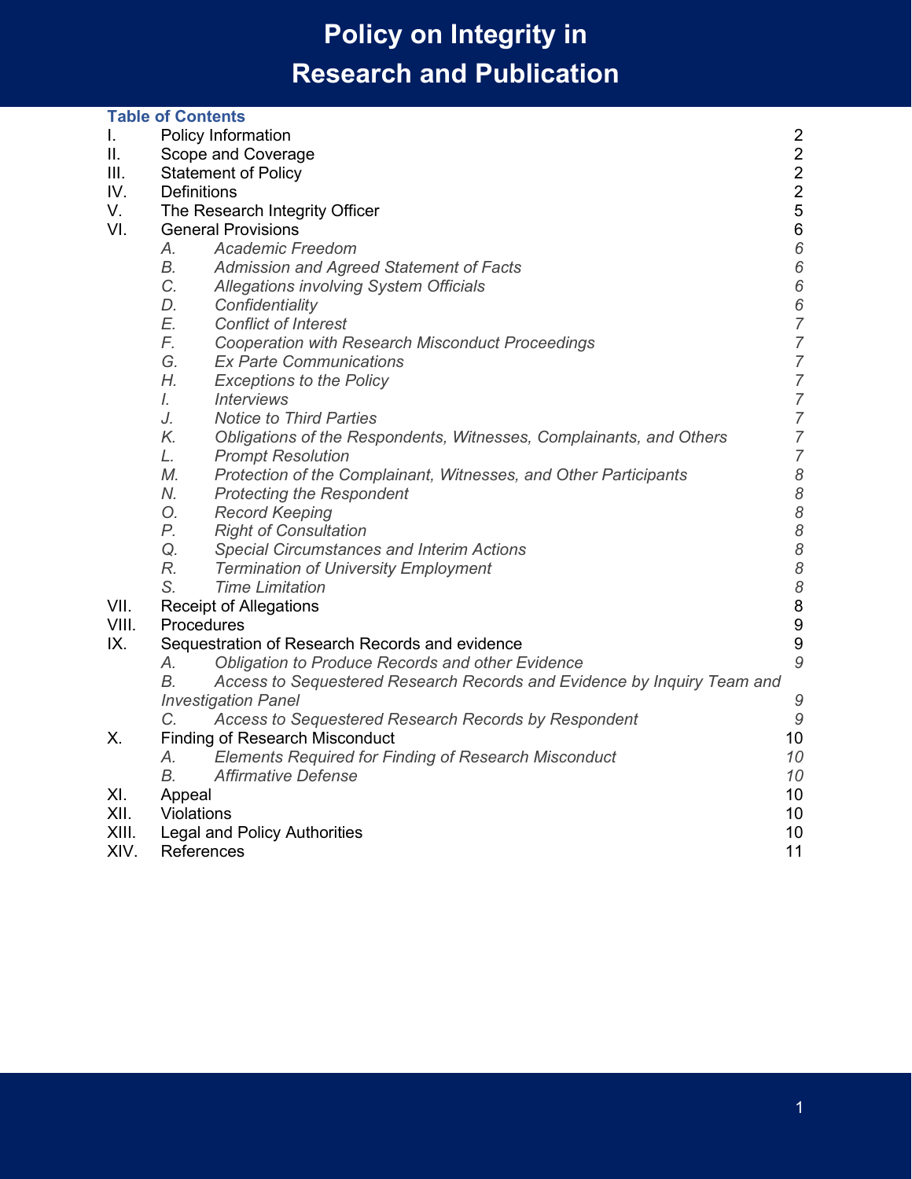# Policy on Integrity in Research and Publication

## Table of Contents

| | | |
|---|---|---|
| I. | Policy Information | 2 |
| II. | Scope and Coverage | 2 |
| III. | Statement of Policy | 2 |
| IV. | Definitions | 2 |
| V. | The Research Integrity Officer | 5 |
| VI. | General Provisions | 6 |
| | *A. Academic Freedom* | *6* |
| | *B. Admission and Agreed Statement of Facts* | *6* |
| | *C. Allegations involving System Officials* | *6* |
| | *D. Confidentiality* | *6* |
| | *E. Conflict of Interest* | *7* |
| | *F. Cooperation with Research Misconduct Proceedings* | *7* |
| | *G. Ex Parte Communications* | *7* |
| | *H. Exceptions to the Policy* | *7* |
| | *I. Interviews* | *7* |
| | *J. Notice to Third Parties* | *7* |
| | *K. Obligations of the Respondents, Witnesses, Complainants, and Others* | *7* |
| | *L. Prompt Resolution* | *7* |
| | *M. Protection of the Complainant, Witnesses, and Other Participants* | *8* |
| | *N. Protecting the Respondent* | *8* |
| | *O. Record Keeping* | *8* |
| | *P. Right of Consultation* | *8* |
| | *Q. Special Circumstances and Interim Actions* | *8* |
| | *R. Termination of University Employment* | *8* |
| | *S. Time Limitation* | *8* |
| VII. | Receipt of Allegations | 8 |
| VIII. | Procedures | 9 |
| IX. | Sequestration of Research Records and evidence | 9 |
| | *A. Obligation to Produce Records and other Evidence* | *9* |
| | *B. Access to Sequestered Research Records and Evidence by Inquiry Team and Investigation Panel* | *9* |
| | *C. Access to Sequestered Research Records by Respondent* | *9* |
| X. | Finding of Research Misconduct | 10 |
| | *A. Elements Required for Finding of Research Misconduct* | *10* |
| | *B. Affirmative Defense* | *10* |
| XI. | Appeal | 10 |
| XII. | Violations | 10 |
| XIII. | Legal and Policy Authorities | 10 |
| XIV. | References | 11 |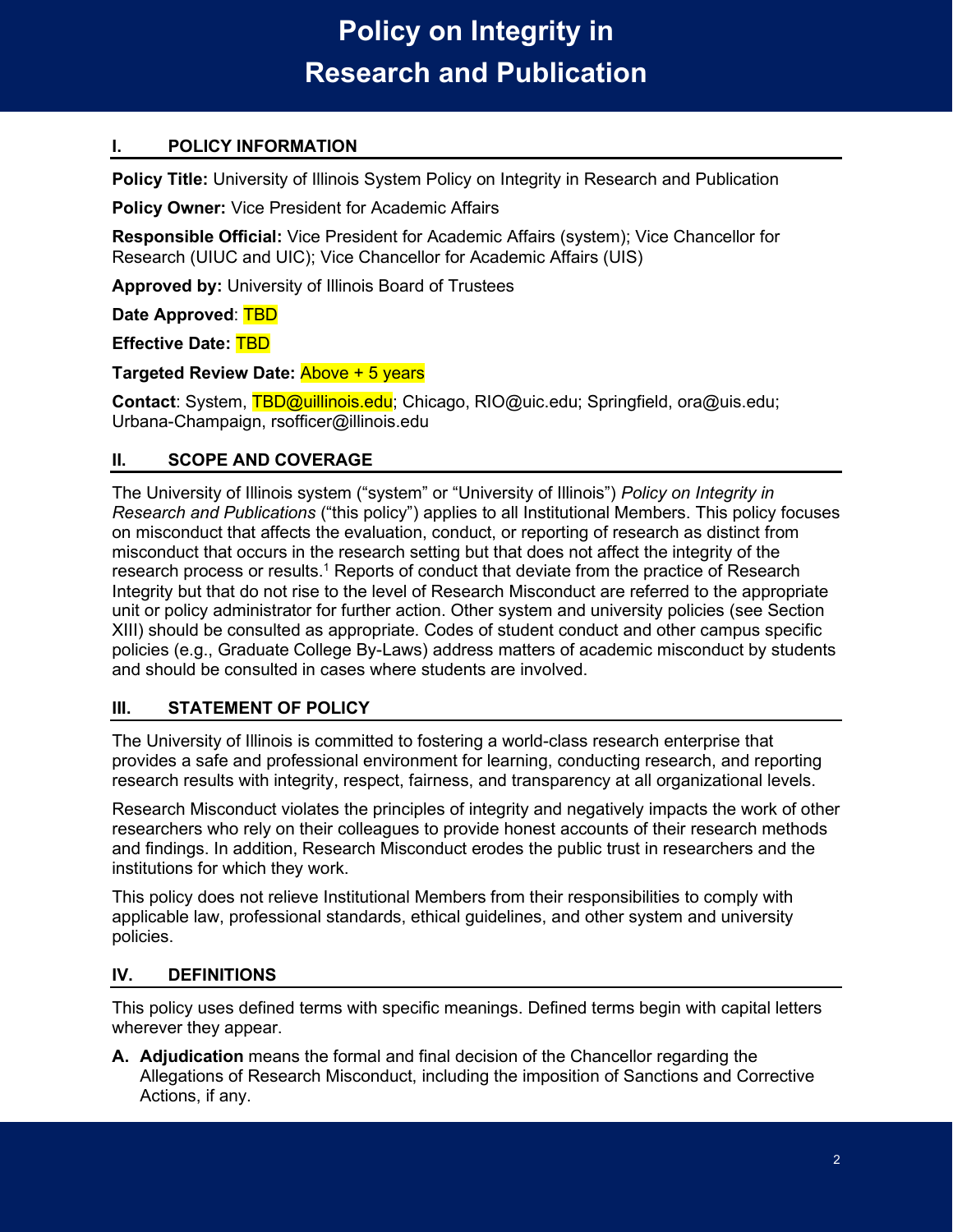# Policy on Integrity in Research and Publication

## I. POLICY INFORMATION

**Policy Title:** University of Illinois System Policy on Integrity in Research and Publication

**Policy Owner:** Vice President for Academic Affairs

**Responsible Official:** Vice President for Academic Affairs (system); Vice Chancellor for Research (UIUC and UIC); Vice Chancellor for Academic Affairs (UIS)

**Approved by:** University of Illinois Board of Trustees

**Date Approved**: TBD

**Effective Date:** TBD

**Targeted Review Date:** Above + 5 years

**Contact**: System, TBD@uillinois.edu; Chicago, RIO@uic.edu; Springfield, ora@uis.edu; Urbana-Champaign, rsofficer@illinois.edu

## II. SCOPE AND COVERAGE

The University of Illinois system ("system" or "University of Illinois") *Policy on Integrity in Research and Publications* ("this policy") applies to all Institutional Members. This policy focuses on misconduct that affects the evaluation, conduct, or reporting of research as distinct from misconduct that occurs in the research setting but that does not affect the integrity of the research process or results.[1] Reports of conduct that deviate from the practice of Research Integrity but that do not rise to the level of Research Misconduct are referred to the appropriate unit or policy administrator for further action. Other system and university policies (see Section XIII) should be consulted as appropriate. Codes of student conduct and other campus specific policies (e.g., Graduate College By-Laws) address matters of academic misconduct by students and should be consulted in cases where students are involved.

## III. STATEMENT OF POLICY

The University of Illinois is committed to fostering a world-class research enterprise that provides a safe and professional environment for learning, conducting research, and reporting research results with integrity, respect, fairness, and transparency at all organizational levels.

Research Misconduct violates the principles of integrity and negatively impacts the work of other researchers who rely on their colleagues to provide honest accounts of their research methods and findings. In addition, Research Misconduct erodes the public trust in researchers and the institutions for which they work.

This policy does not relieve Institutional Members from their responsibilities to comply with applicable law, professional standards, ethical guidelines, and other system and university policies.

## IV. DEFINITIONS

This policy uses defined terms with specific meanings. Defined terms begin with capital letters wherever they appear.

**A. Adjudication** means the formal and final decision of the Chancellor regarding the Allegations of Research Misconduct, including the imposition of Sanctions and Corrective Actions, if any.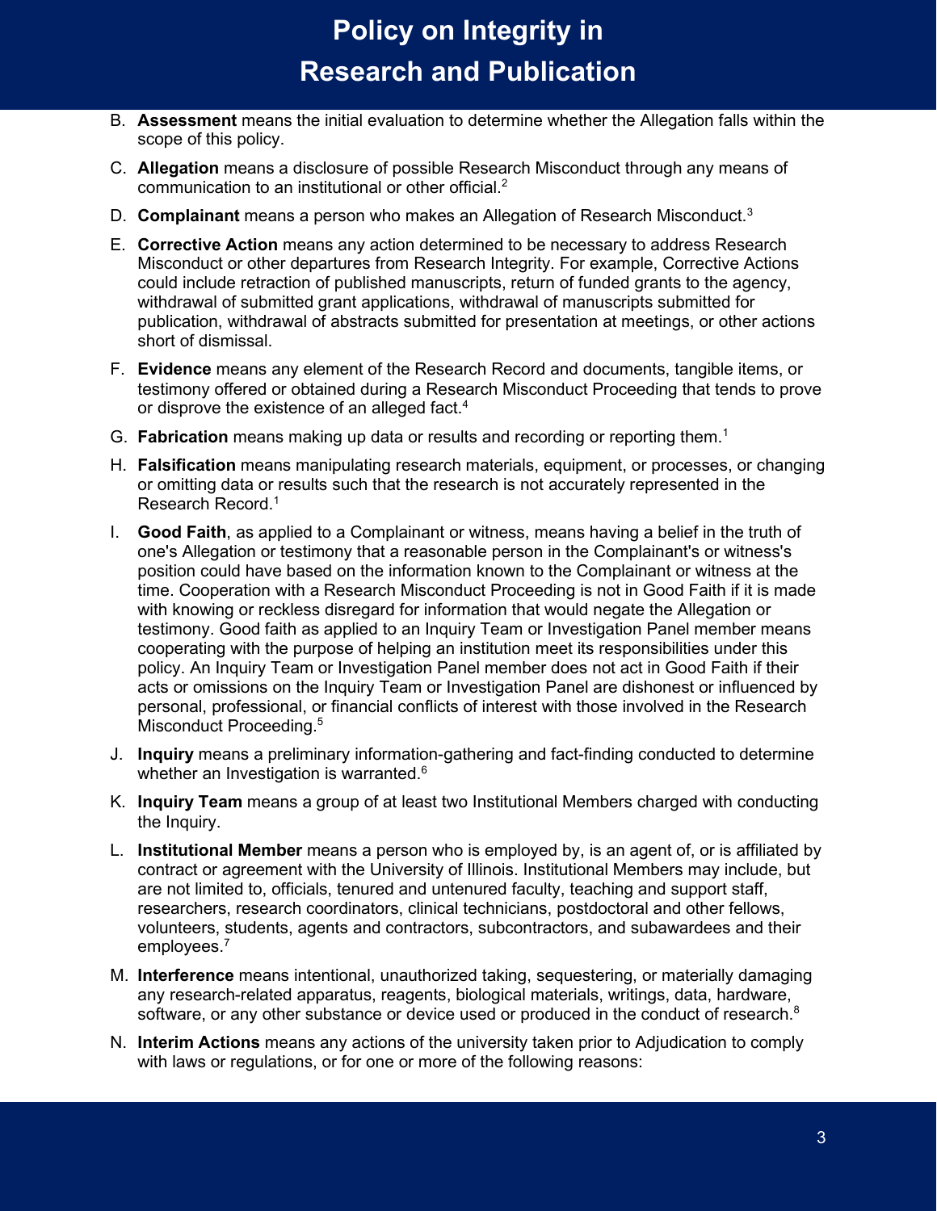B. **Assessment** means the initial evaluation to determine whether the Allegation falls within the scope of this policy.

C. **Allegation** means a disclosure of possible Research Misconduct through any means of communication to an institutional or other official.[2]

D. **Complainant** means a person who makes an Allegation of Research Misconduct.[3]

E. **Corrective Action** means any action determined to be necessary to address Research Misconduct or other departures from Research Integrity. For example, Corrective Actions could include retraction of published manuscripts, return of funded grants to the agency, withdrawal of submitted grant applications, withdrawal of manuscripts submitted for publication, withdrawal of abstracts submitted for presentation at meetings, or other actions short of dismissal.

F. **Evidence** means any element of the Research Record and documents, tangible items, or testimony offered or obtained during a Research Misconduct Proceeding that tends to prove or disprove the existence of an alleged fact.[4]

G. **Fabrication** means making up data or results and recording or reporting them.[1]

H. **Falsification** means manipulating research materials, equipment, or processes, or changing or omitting data or results such that the research is not accurately represented in the Research Record.[1]

I. **Good Faith**, as applied to a Complainant or witness, means having a belief in the truth of one's Allegation or testimony that a reasonable person in the Complainant's or witness's position could have based on the information known to the Complainant or witness at the time. Cooperation with a Research Misconduct Proceeding is not in Good Faith if it is made with knowing or reckless disregard for information that would negate the Allegation or testimony. Good faith as applied to an Inquiry Team or Investigation Panel member means cooperating with the purpose of helping an institution meet its responsibilities under this policy. An Inquiry Team or Investigation Panel member does not act in Good Faith if their acts or omissions on the Inquiry Team or Investigation Panel are dishonest or influenced by personal, professional, or financial conflicts of interest with those involved in the Research Misconduct Proceeding.[5]

J. **Inquiry** means a preliminary information-gathering and fact-finding conducted to determine whether an Investigation is warranted.[6]

K. **Inquiry Team** means a group of at least two Institutional Members charged with conducting the Inquiry.

L. **Institutional Member** means a person who is employed by, is an agent of, or is affiliated by contract or agreement with the University of Illinois. Institutional Members may include, but are not limited to, officials, tenured and untenured faculty, teaching and support staff, researchers, research coordinators, clinical technicians, postdoctoral and other fellows, volunteers, students, agents and contractors, subcontractors, and subawardees and their employees.[7]

M. **Interference** means intentional, unauthorized taking, sequestering, or materially damaging any research-related apparatus, reagents, biological materials, writings, data, hardware, software, or any other substance or device used or produced in the conduct of research.[8]

N. **Interim Actions** means any actions of the university taken prior to Adjudication to comply with laws or regulations, or for one or more of the following reasons: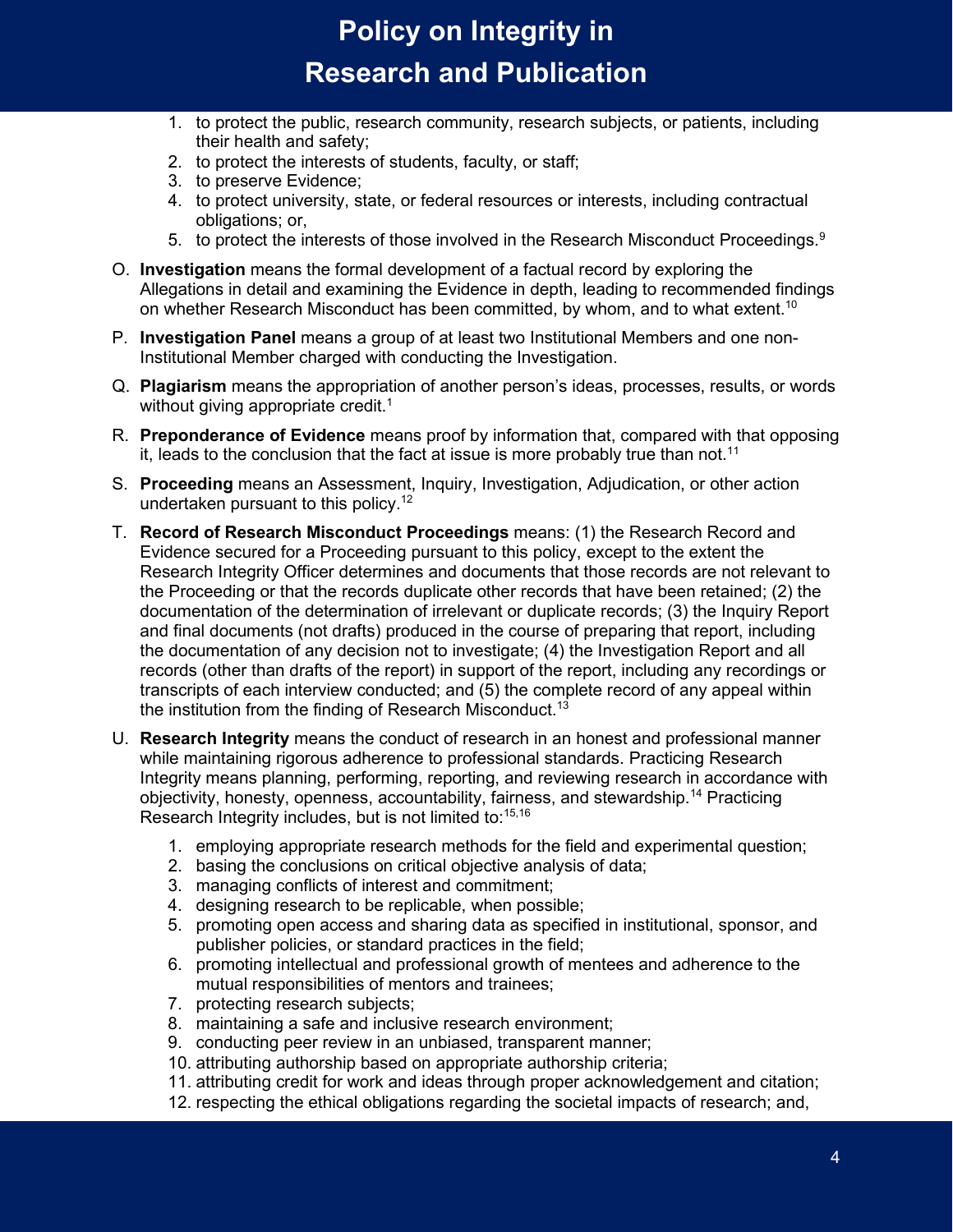1. to protect the public, research community, research subjects, or patients, including their health and safety;
2. to protect the interests of students, faculty, or staff;
3. to preserve Evidence;
4. to protect university, state, or federal resources or interests, including contractual obligations; or,
5. to protect the interests of those involved in the Research Misconduct Proceedings.[9]

O. **Investigation** means the formal development of a factual record by exploring the Allegations in detail and examining the Evidence in depth, leading to recommended findings on whether Research Misconduct has been committed, by whom, and to what extent.[10]

P. **Investigation Panel** means a group of at least two Institutional Members and one non-Institutional Member charged with conducting the Investigation.

Q. **Plagiarism** means the appropriation of another person's ideas, processes, results, or words without giving appropriate credit.[1]

R. **Preponderance of Evidence** means proof by information that, compared with that opposing it, leads to the conclusion that the fact at issue is more probably true than not.[11]

S. **Proceeding** means an Assessment, Inquiry, Investigation, Adjudication, or other action undertaken pursuant to this policy.[12]

T. **Record of Research Misconduct Proceedings** means: (1) the Research Record and Evidence secured for a Proceeding pursuant to this policy, except to the extent the Research Integrity Officer determines and documents that those records are not relevant to the Proceeding or that the records duplicate other records that have been retained; (2) the documentation of the determination of irrelevant or duplicate records; (3) the Inquiry Report and final documents (not drafts) produced in the course of preparing that report, including the documentation of any decision not to investigate; (4) the Investigation Report and all records (other than drafts of the report) in support of the report, including any recordings or transcripts of each interview conducted; and (5) the complete record of any appeal within the institution from the finding of Research Misconduct.[13]

U. **Research Integrity** means the conduct of research in an honest and professional manner while maintaining rigorous adherence to professional standards. Practicing Research Integrity means planning, performing, reporting, and reviewing research in accordance with objectivity, honesty, openness, accountability, fairness, and stewardship.[14] Practicing Research Integrity includes, but is not limited to:[15,16]

1. employing appropriate research methods for the field and experimental question;
2. basing the conclusions on critical objective analysis of data;
3. managing conflicts of interest and commitment;
4. designing research to be replicable, when possible;
5. promoting open access and sharing data as specified in institutional, sponsor, and publisher policies, or standard practices in the field;
6. promoting intellectual and professional growth of mentees and adherence to the mutual responsibilities of mentors and trainees;
7. protecting research subjects;
8. maintaining a safe and inclusive research environment;
9. conducting peer review in an unbiased, transparent manner;
10. attributing authorship based on appropriate authorship criteria;
11. attributing credit for work and ideas through proper acknowledgement and citation;
12. respecting the ethical obligations regarding the societal impacts of research; and,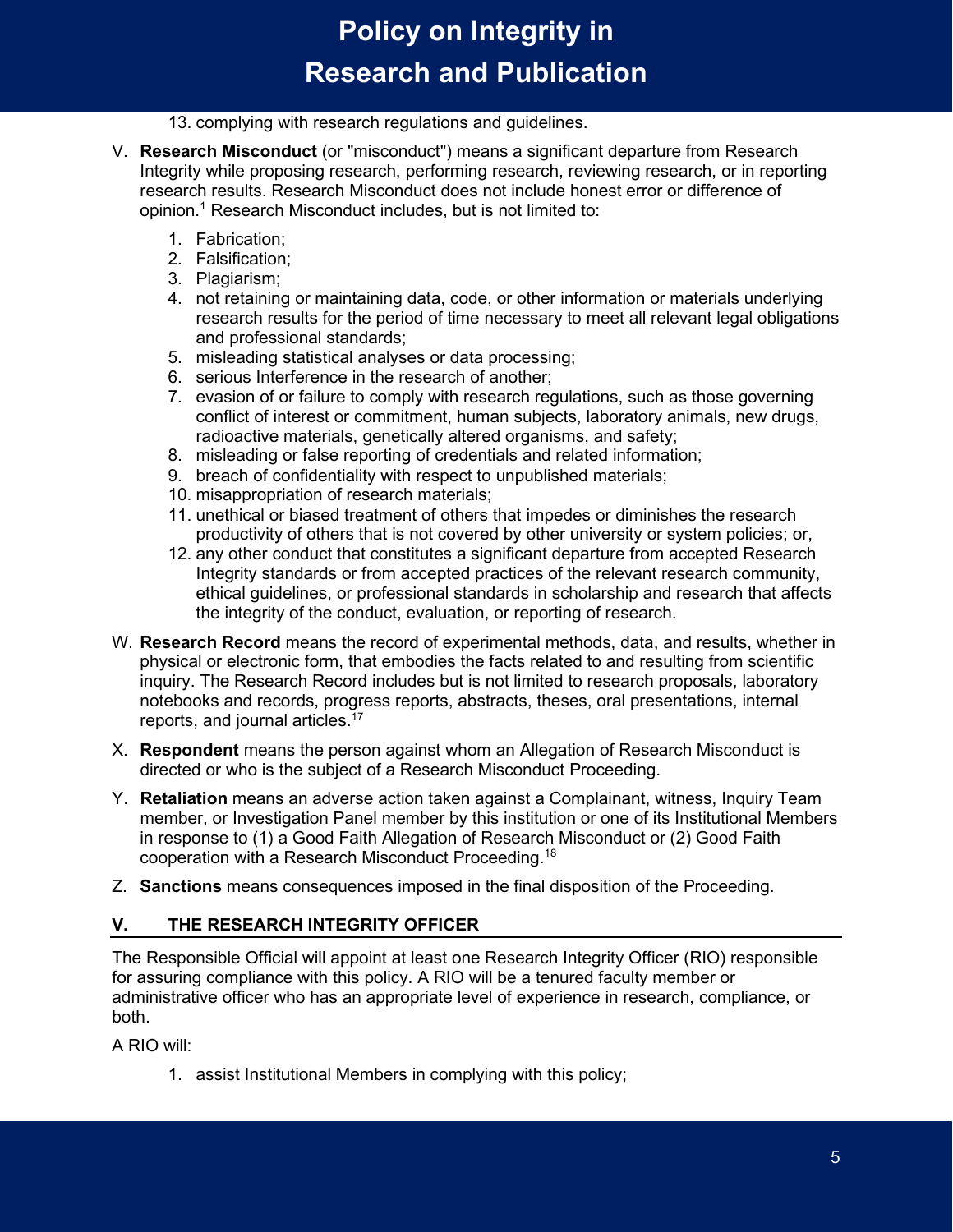13. complying with research regulations and guidelines.

V. **Research Misconduct** (or "misconduct") means a significant departure from Research Integrity while proposing research, performing research, reviewing research, or in reporting research results. Research Misconduct does not include honest error or difference of opinion.[1] Research Misconduct includes, but is not limited to:

   1. Fabrication;
   2. Falsification;
   3. Plagiarism;
   4. not retaining or maintaining data, code, or other information or materials underlying research results for the period of time necessary to meet all relevant legal obligations and professional standards;
   5. misleading statistical analyses or data processing;
   6. serious Interference in the research of another;
   7. evasion of or failure to comply with research regulations, such as those governing conflict of interest or commitment, human subjects, laboratory animals, new drugs, radioactive materials, genetically altered organisms, and safety;
   8. misleading or false reporting of credentials and related information;
   9. breach of confidentiality with respect to unpublished materials;
   10. misappropriation of research materials;
   11. unethical or biased treatment of others that impedes or diminishes the research productivity of others that is not covered by other university or system policies; or,
   12. any other conduct that constitutes a significant departure from accepted Research Integrity standards or from accepted practices of the relevant research community, ethical guidelines, or professional standards in scholarship and research that affects the integrity of the conduct, evaluation, or reporting of research.

W. **Research Record** means the record of experimental methods, data, and results, whether in physical or electronic form, that embodies the facts related to and resulting from scientific inquiry. The Research Record includes but is not limited to research proposals, laboratory notebooks and records, progress reports, abstracts, theses, oral presentations, internal reports, and journal articles.[17]

X. **Respondent** means the person against whom an Allegation of Research Misconduct is directed or who is the subject of a Research Misconduct Proceeding.

Y. **Retaliation** means an adverse action taken against a Complainant, witness, Inquiry Team member, or Investigation Panel member by this institution or one of its Institutional Members in response to (1) a Good Faith Allegation of Research Misconduct or (2) Good Faith cooperation with a Research Misconduct Proceeding.[18]

Z. **Sanctions** means consequences imposed in the final disposition of the Proceeding.

## V. THE RESEARCH INTEGRITY OFFICER

The Responsible Official will appoint at least one Research Integrity Officer (RIO) responsible for assuring compliance with this policy. A RIO will be a tenured faculty member or administrative officer who has an appropriate level of experience in research, compliance, or both.

A RIO will:

1. assist Institutional Members in complying with this policy;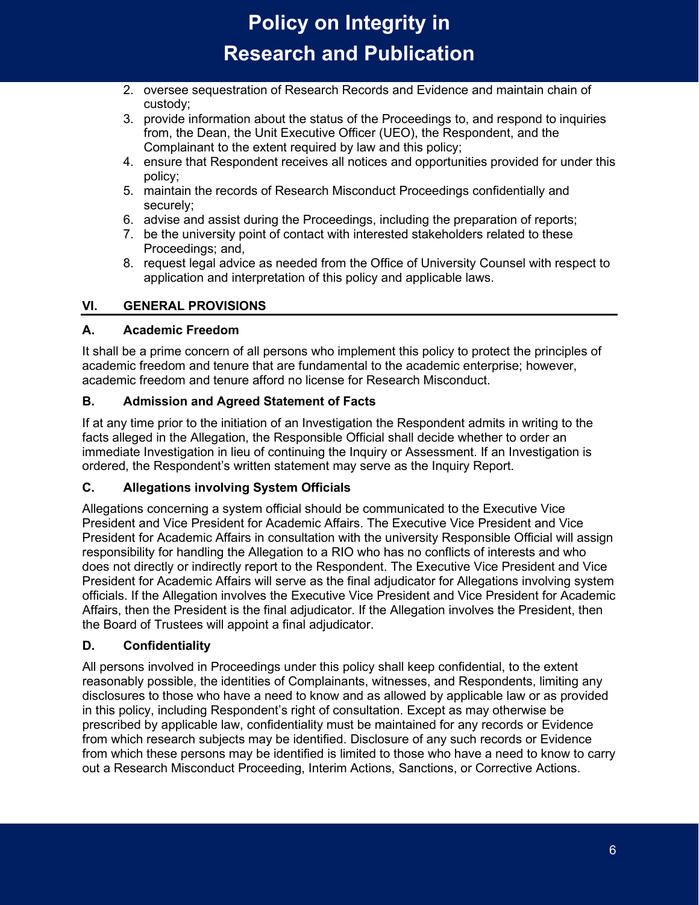2. oversee sequestration of Research Records and Evidence and maintain chain of custody;
3. provide information about the status of the Proceedings to, and respond to inquiries from, the Dean, the Unit Executive Officer (UEO), the Respondent, and the Complainant to the extent required by law and this policy;
4. ensure that Respondent receives all notices and opportunities provided for under this policy;
5. maintain the records of Research Misconduct Proceedings confidentially and securely;
6. advise and assist during the Proceedings, including the preparation of reports;
7. be the university point of contact with interested stakeholders related to these Proceedings; and,
8. request legal advice as needed from the Office of University Counsel with respect to application and interpretation of this policy and applicable laws.

## VI. GENERAL PROVISIONS

### A. Academic Freedom

It shall be a prime concern of all persons who implement this policy to protect the principles of academic freedom and tenure that are fundamental to the academic enterprise; however, academic freedom and tenure afford no license for Research Misconduct.

### B. Admission and Agreed Statement of Facts

If at any time prior to the initiation of an Investigation the Respondent admits in writing to the facts alleged in the Allegation, the Responsible Official shall decide whether to order an immediate Investigation in lieu of continuing the Inquiry or Assessment. If an Investigation is ordered, the Respondent's written statement may serve as the Inquiry Report.

### C. Allegations involving System Officials

Allegations concerning a system official should be communicated to the Executive Vice President and Vice President for Academic Affairs. The Executive Vice President and Vice President for Academic Affairs in consultation with the university Responsible Official will assign responsibility for handling the Allegation to a RIO who has no conflicts of interests and who does not directly or indirectly report to the Respondent. The Executive Vice President and Vice President for Academic Affairs will serve as the final adjudicator for Allegations involving system officials. If the Allegation involves the Executive Vice President and Vice President for Academic Affairs, then the President is the final adjudicator. If the Allegation involves the President, then the Board of Trustees will appoint a final adjudicator.

### D. Confidentiality

All persons involved in Proceedings under this policy shall keep confidential, to the extent reasonably possible, the identities of Complainants, witnesses, and Respondents, limiting any disclosures to those who have a need to know and as allowed by applicable law or as provided in this policy, including Respondent's right of consultation. Except as may otherwise be prescribed by applicable law, confidentiality must be maintained for any records or Evidence from which research subjects may be identified. Disclosure of any such records or Evidence from which these persons may be identified is limited to those who have a need to know to carry out a Research Misconduct Proceeding, Interim Actions, Sanctions, or Corrective Actions.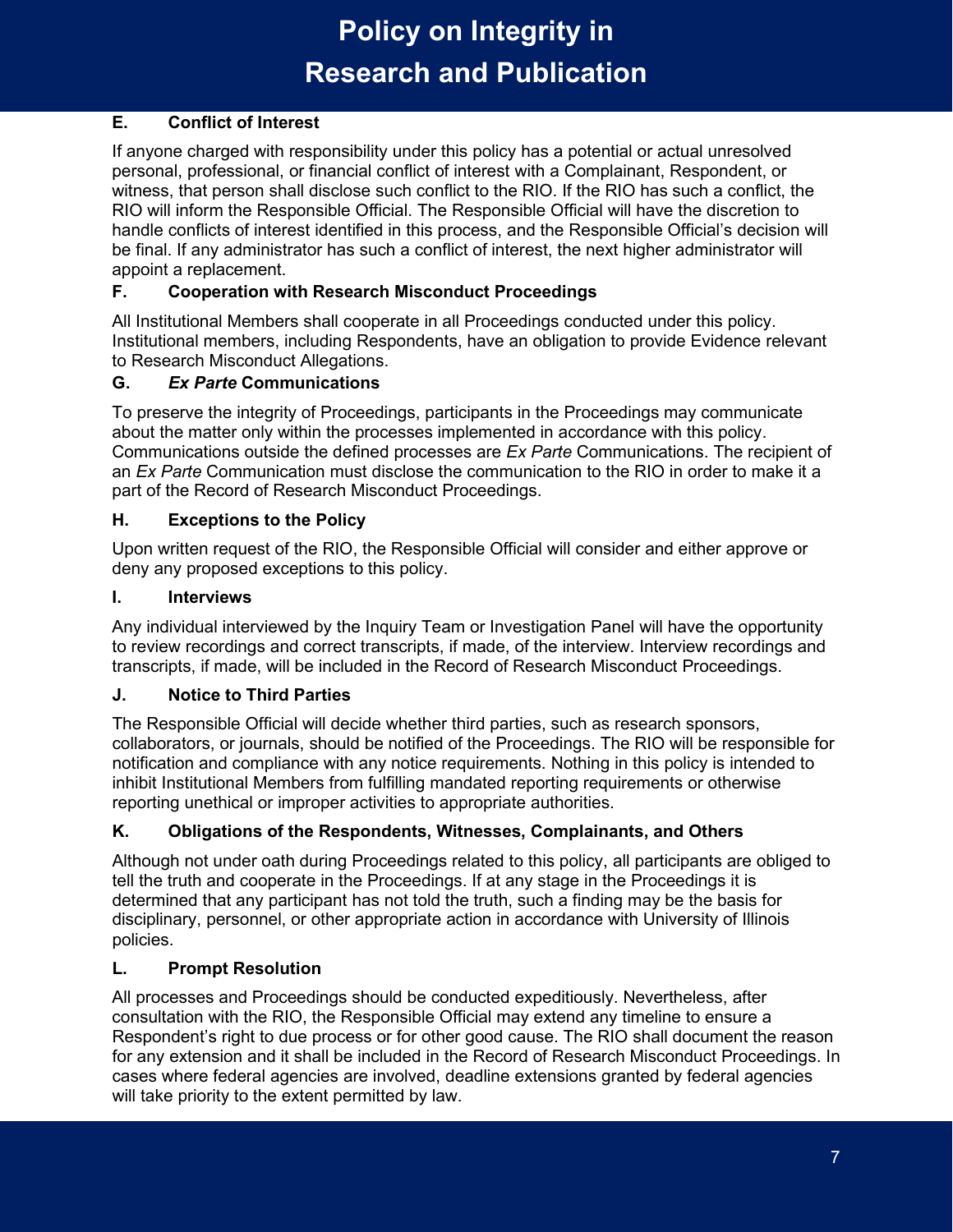### E. Conflict of Interest

If anyone charged with responsibility under this policy has a potential or actual unresolved personal, professional, or financial conflict of interest with a Complainant, Respondent, or witness, that person shall disclose such conflict to the RIO. If the RIO has such a conflict, the RIO will inform the Responsible Official. The Responsible Official will have the discretion to handle conflicts of interest identified in this process, and the Responsible Official's decision will be final. If any administrator has such a conflict of interest, the next higher administrator will appoint a replacement.

### F. Cooperation with Research Misconduct Proceedings

All Institutional Members shall cooperate in all Proceedings conducted under this policy. Institutional members, including Respondents, have an obligation to provide Evidence relevant to Research Misconduct Allegations.

### G. *Ex Parte* Communications

To preserve the integrity of Proceedings, participants in the Proceedings may communicate about the matter only within the processes implemented in accordance with this policy. Communications outside the defined processes are *Ex Parte* Communications. The recipient of an *Ex Parte* Communication must disclose the communication to the RIO in order to make it a part of the Record of Research Misconduct Proceedings.

### H. Exceptions to the Policy

Upon written request of the RIO, the Responsible Official will consider and either approve or deny any proposed exceptions to this policy.

### I. Interviews

Any individual interviewed by the Inquiry Team or Investigation Panel will have the opportunity to review recordings and correct transcripts, if made, of the interview. Interview recordings and transcripts, if made, will be included in the Record of Research Misconduct Proceedings.

### J. Notice to Third Parties

The Responsible Official will decide whether third parties, such as research sponsors, collaborators, or journals, should be notified of the Proceedings. The RIO will be responsible for notification and compliance with any notice requirements. Nothing in this policy is intended to inhibit Institutional Members from fulfilling mandated reporting requirements or otherwise reporting unethical or improper activities to appropriate authorities.

### K. Obligations of the Respondents, Witnesses, Complainants, and Others

Although not under oath during Proceedings related to this policy, all participants are obliged to tell the truth and cooperate in the Proceedings. If at any stage in the Proceedings it is determined that any participant has not told the truth, such a finding may be the basis for disciplinary, personnel, or other appropriate action in accordance with University of Illinois policies.

### L. Prompt Resolution

All processes and Proceedings should be conducted expeditiously. Nevertheless, after consultation with the RIO, the Responsible Official may extend any timeline to ensure a Respondent's right to due process or for other good cause. The RIO shall document the reason for any extension and it shall be included in the Record of Research Misconduct Proceedings. In cases where federal agencies are involved, deadline extensions granted by federal agencies will take priority to the extent permitted by law.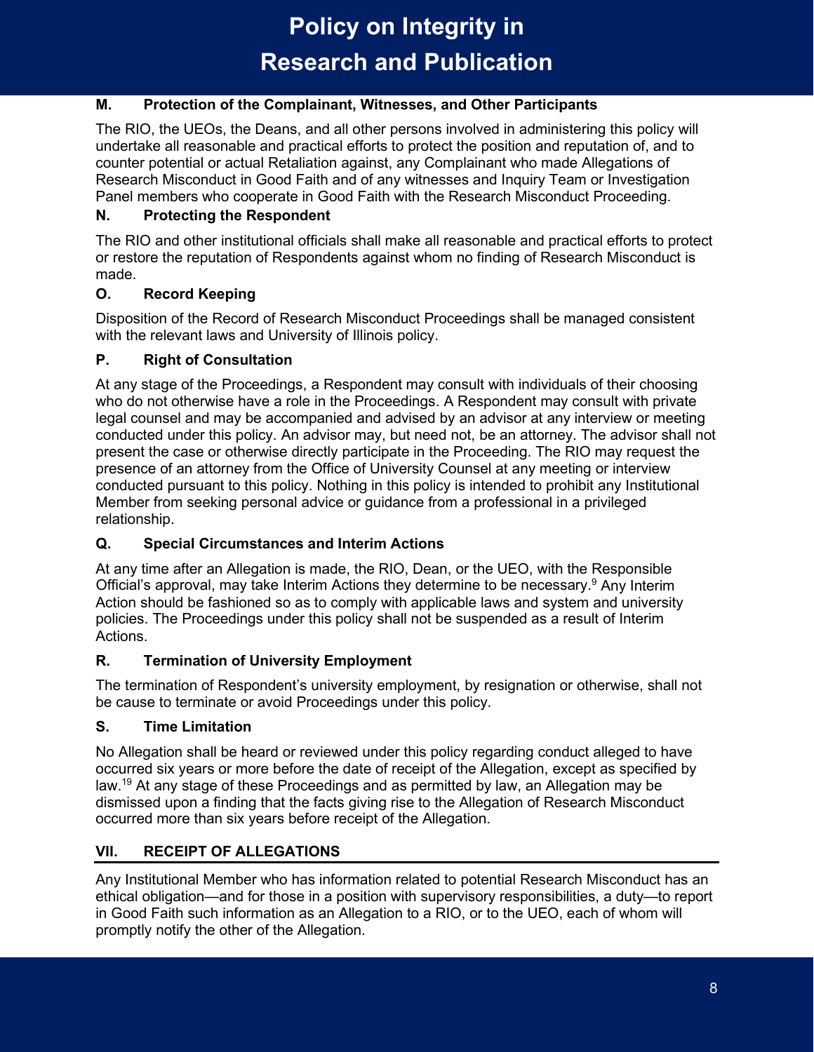### M. Protection of the Complainant, Witnesses, and Other Participants

The RIO, the UEOs, the Deans, and all other persons involved in administering this policy will undertake all reasonable and practical efforts to protect the position and reputation of, and to counter potential or actual Retaliation against, any Complainant who made Allegations of Research Misconduct in Good Faith and of any witnesses and Inquiry Team or Investigation Panel members who cooperate in Good Faith with the Research Misconduct Proceeding.

### N. Protecting the Respondent

The RIO and other institutional officials shall make all reasonable and practical efforts to protect or restore the reputation of Respondents against whom no finding of Research Misconduct is made.

### O. Record Keeping

Disposition of the Record of Research Misconduct Proceedings shall be managed consistent with the relevant laws and University of Illinois policy.

### P. Right of Consultation

At any stage of the Proceedings, a Respondent may consult with individuals of their choosing who do not otherwise have a role in the Proceedings. A Respondent may consult with private legal counsel and may be accompanied and advised by an advisor at any interview or meeting conducted under this policy. An advisor may, but need not, be an attorney. The advisor shall not present the case or otherwise directly participate in the Proceeding. The RIO may request the presence of an attorney from the Office of University Counsel at any meeting or interview conducted pursuant to this policy. Nothing in this policy is intended to prohibit any Institutional Member from seeking personal advice or guidance from a professional in a privileged relationship.

### Q. Special Circumstances and Interim Actions

At any time after an Allegation is made, the RIO, Dean, or the UEO, with the Responsible Official's approval, may take Interim Actions they determine to be necessary.[9] Any Interim Action should be fashioned so as to comply with applicable laws and system and university policies. The Proceedings under this policy shall not be suspended as a result of Interim Actions.

### R. Termination of University Employment

The termination of Respondent's university employment, by resignation or otherwise, shall not be cause to terminate or avoid Proceedings under this policy.

### S. Time Limitation

No Allegation shall be heard or reviewed under this policy regarding conduct alleged to have occurred six years or more before the date of receipt of the Allegation, except as specified by law.[19] At any stage of these Proceedings and as permitted by law, an Allegation may be dismissed upon a finding that the facts giving rise to the Allegation of Research Misconduct occurred more than six years before receipt of the Allegation.

## VII. RECEIPT OF ALLEGATIONS

Any Institutional Member who has information related to potential Research Misconduct has an ethical obligation—and for those in a position with supervisory responsibilities, a duty—to report in Good Faith such information as an Allegation to a RIO, or to the UEO, each of whom will promptly notify the other of the Allegation.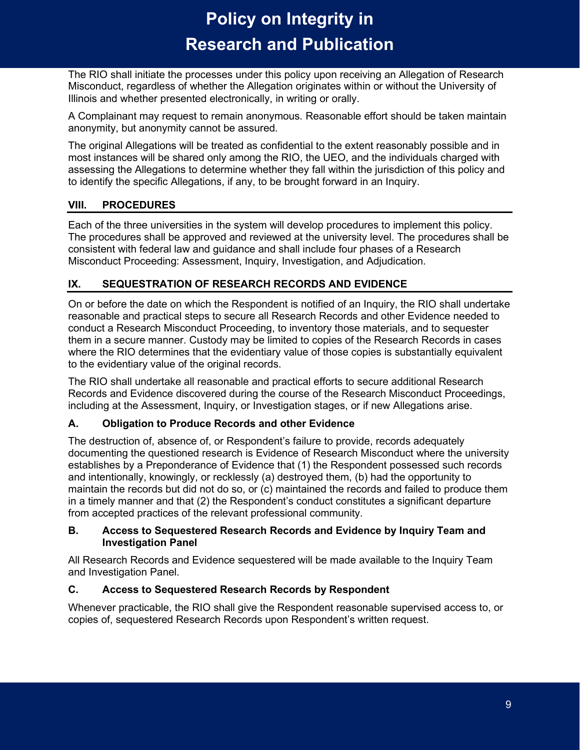The RIO shall initiate the processes under this policy upon receiving an Allegation of Research Misconduct, regardless of whether the Allegation originates within or without the University of Illinois and whether presented electronically, in writing or orally.

A Complainant may request to remain anonymous. Reasonable effort should be taken maintain anonymity, but anonymity cannot be assured.

The original Allegations will be treated as confidential to the extent reasonably possible and in most instances will be shared only among the RIO, the UEO, and the individuals charged with assessing the Allegations to determine whether they fall within the jurisdiction of this policy and to identify the specific Allegations, if any, to be brought forward in an Inquiry.

## VIII. PROCEDURES

Each of the three universities in the system will develop procedures to implement this policy. The procedures shall be approved and reviewed at the university level. The procedures shall be consistent with federal law and guidance and shall include four phases of a Research Misconduct Proceeding: Assessment, Inquiry, Investigation, and Adjudication.

## IX. SEQUESTRATION OF RESEARCH RECORDS AND EVIDENCE

On or before the date on which the Respondent is notified of an Inquiry, the RIO shall undertake reasonable and practical steps to secure all Research Records and other Evidence needed to conduct a Research Misconduct Proceeding, to inventory those materials, and to sequester them in a secure manner. Custody may be limited to copies of the Research Records in cases where the RIO determines that the evidentiary value of those copies is substantially equivalent to the evidentiary value of the original records.

The RIO shall undertake all reasonable and practical efforts to secure additional Research Records and Evidence discovered during the course of the Research Misconduct Proceedings, including at the Assessment, Inquiry, or Investigation stages, or if new Allegations arise.

### A. Obligation to Produce Records and other Evidence

The destruction of, absence of, or Respondent's failure to provide, records adequately documenting the questioned research is Evidence of Research Misconduct where the university establishes by a Preponderance of Evidence that (1) the Respondent possessed such records and intentionally, knowingly, or recklessly (a) destroyed them, (b) had the opportunity to maintain the records but did not do so, or (c) maintained the records and failed to produce them in a timely manner and that (2) the Respondent's conduct constitutes a significant departure from accepted practices of the relevant professional community.

### B. Access to Sequestered Research Records and Evidence by Inquiry Team and Investigation Panel

All Research Records and Evidence sequestered will be made available to the Inquiry Team and Investigation Panel.

### C. Access to Sequestered Research Records by Respondent

Whenever practicable, the RIO shall give the Respondent reasonable supervised access to, or copies of, sequestered Research Records upon Respondent's written request.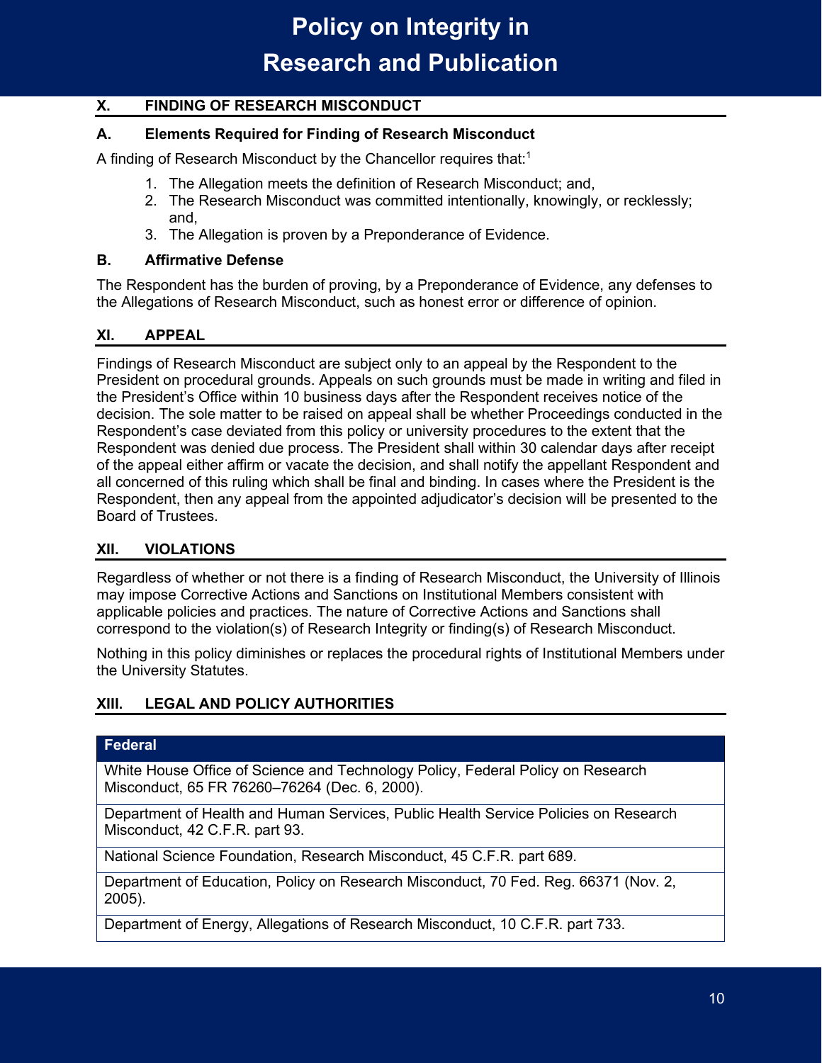## X. FINDING OF RESEARCH MISCONDUCT

### A. Elements Required for Finding of Research Misconduct

A finding of Research Misconduct by the Chancellor requires that:[1]

1. The Allegation meets the definition of Research Misconduct; and,
2. The Research Misconduct was committed intentionally, knowingly, or recklessly; and,
3. The Allegation is proven by a Preponderance of Evidence.

### B. Affirmative Defense

The Respondent has the burden of proving, by a Preponderance of Evidence, any defenses to the Allegations of Research Misconduct, such as honest error or difference of opinion.

## XI. APPEAL

Findings of Research Misconduct are subject only to an appeal by the Respondent to the President on procedural grounds. Appeals on such grounds must be made in writing and filed in the President's Office within 10 business days after the Respondent receives notice of the decision. The sole matter to be raised on appeal shall be whether Proceedings conducted in the Respondent's case deviated from this policy or university procedures to the extent that the Respondent was denied due process. The President shall within 30 calendar days after receipt of the appeal either affirm or vacate the decision, and shall notify the appellant Respondent and all concerned of this ruling which shall be final and binding. In cases where the President is the Respondent, then any appeal from the appointed adjudicator's decision will be presented to the Board of Trustees.

## XII. VIOLATIONS

Regardless of whether or not there is a finding of Research Misconduct, the University of Illinois may impose Corrective Actions and Sanctions on Institutional Members consistent with applicable policies and practices. The nature of Corrective Actions and Sanctions shall correspond to the violation(s) of Research Integrity or finding(s) of Research Misconduct.

Nothing in this policy diminishes or replaces the procedural rights of Institutional Members under the University Statutes.

## XIII. LEGAL AND POLICY AUTHORITIES

| Federal |
|---|
| White House Office of Science and Technology Policy, Federal Policy on Research Misconduct, 65 FR 76260–76264 (Dec. 6, 2000). |
| Department of Health and Human Services, Public Health Service Policies on Research Misconduct, 42 C.F.R. part 93. |
| National Science Foundation, Research Misconduct, 45 C.F.R. part 689. |
| Department of Education, Policy on Research Misconduct, 70 Fed. Reg. 66371 (Nov. 2, 2005). |
| Department of Energy, Allegations of Research Misconduct, 10 C.F.R. part 733. |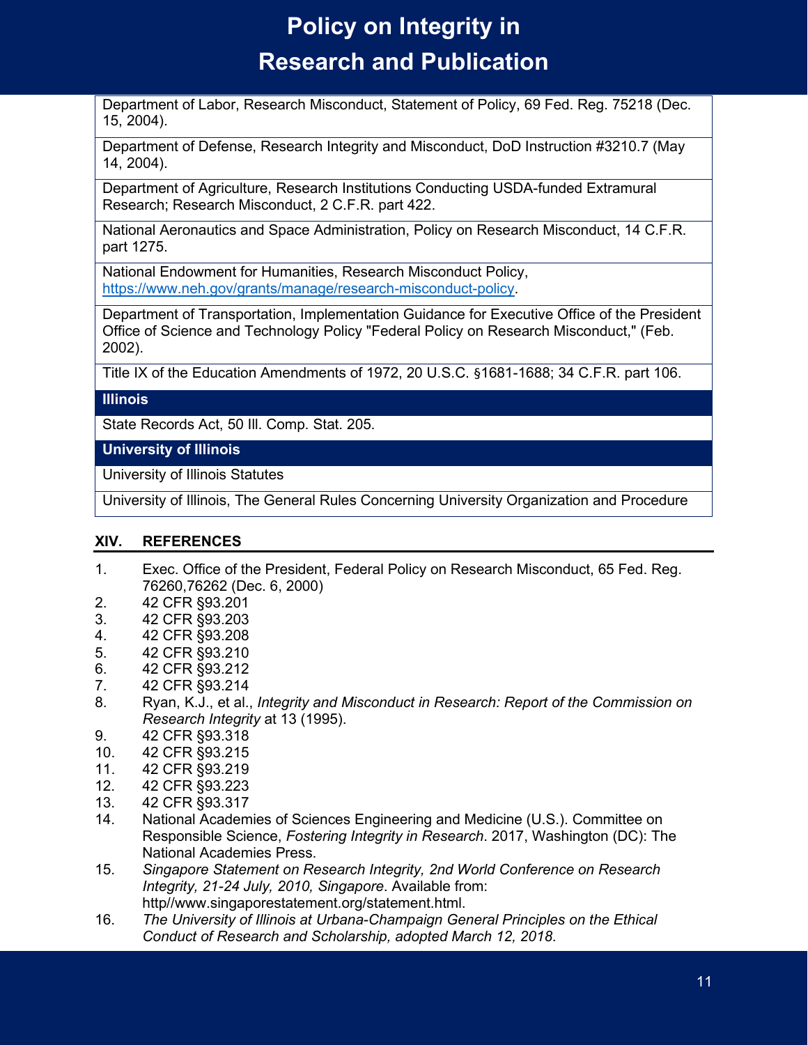| |
|---|
| Department of Labor, Research Misconduct, Statement of Policy, 69 Fed. Reg. 75218 (Dec. 15, 2004). |
| Department of Defense, Research Integrity and Misconduct, DoD Instruction #3210.7 (May 14, 2004). |
| Department of Agriculture, Research Institutions Conducting USDA-funded Extramural Research; Research Misconduct, 2 C.F.R. part 422. |
| National Aeronautics and Space Administration, Policy on Research Misconduct, 14 C.F.R. part 1275. |
| National Endowment for Humanities, Research Misconduct Policy, [https://www.neh.gov/grants/manage/research-misconduct-policy](https://www.neh.gov/grants/manage/research-misconduct-policy). |
| Department of Transportation, Implementation Guidance for Executive Office of the President Office of Science and Technology Policy "Federal Policy on Research Misconduct," (Feb. 2002). |
| Title IX of the Education Amendments of 1972, 20 U.S.C. §1681-1688; 34 C.F.R. part 106. |
| **Illinois** |
| State Records Act, 50 Ill. Comp. Stat. 205. |
| **University of Illinois** |
| University of Illinois Statutes |
| University of Illinois, The General Rules Concerning University Organization and Procedure |

## XIV. REFERENCES

1. Exec. Office of the President, Federal Policy on Research Misconduct, 65 Fed. Reg. 76260,76262 (Dec. 6, 2000)
2. 42 CFR §93.201
3. 42 CFR §93.203
4. 42 CFR §93.208
5. 42 CFR §93.210
6. 42 CFR §93.212
7. 42 CFR §93.214
8. Ryan, K.J., et al., *Integrity and Misconduct in Research: Report of the Commission on Research Integrity* at 13 (1995).
9. 42 CFR §93.318
10. 42 CFR §93.215
11. 42 CFR §93.219
12. 42 CFR §93.223
13. 42 CFR §93.317
14. National Academies of Sciences Engineering and Medicine (U.S.). Committee on Responsible Science, *Fostering Integrity in Research*. 2017, Washington (DC): The National Academies Press.
15. *Singapore Statement on Research Integrity, 2nd World Conference on Research Integrity, 21-24 July, 2010, Singapore*. Available from: http//www.singaporestatement.org/statement.html.
16. *The University of Illinois at Urbana-Champaign General Principles on the Ethical Conduct of Research and Scholarship, adopted March 12, 2018*.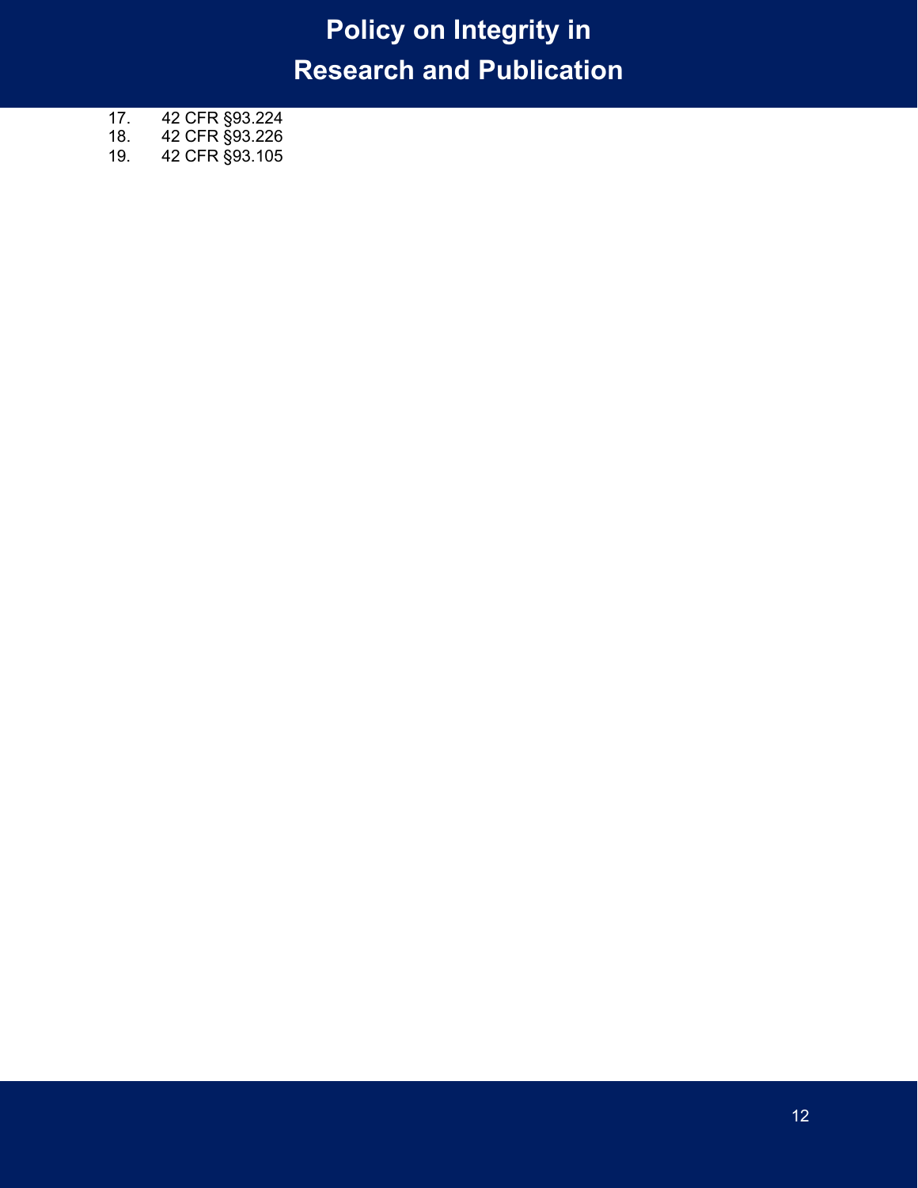17. 42 CFR §93.224
18. 42 CFR §93.226
19. 42 CFR §93.105